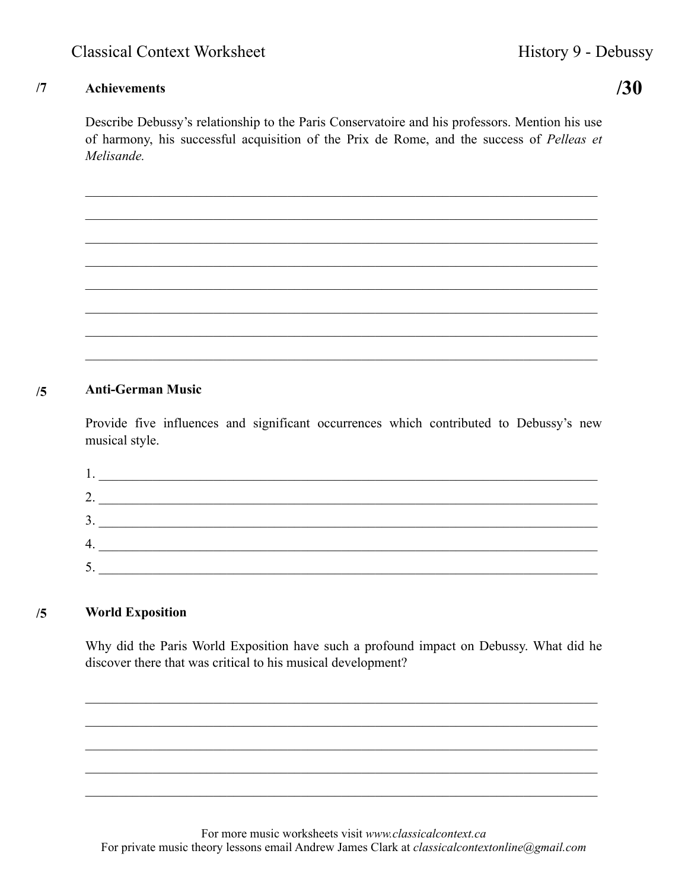Classical Context Worksheet

History 9 - Debussy

**/30**

**/7** **Achievements**

Describe Debussy's relationship to the Paris Conservatoire and his professors. Mention his use of harmony, his successful acquisition of the Prix de Rome, and the success of *Pelleas et Melisande.*

________________________________________________________________________

________________________________________________________________________

________________________________________________________________________

________________________________________________________________________

________________________________________________________________________

________________________________________________________________________

________________________________________________________________________

________________________________________________________________________

**/5** **Anti-German Music**

Provide five influences and significant occurrences which contributed to Debussy's new musical style.

1. ______________________________________________________________________
2. ______________________________________________________________________
3. ______________________________________________________________________
4. ______________________________________________________________________
5. ______________________________________________________________________

**/5** **World Exposition**

Why did the Paris World Exposition have such a profound impact on Debussy. What did he discover there that was critical to his musical development?

________________________________________________________________________

________________________________________________________________________

________________________________________________________________________

________________________________________________________________________

________________________________________________________________________

For more music worksheets visit *www.classicalcontext.ca*
For private music theory lessons email Andrew James Clark at *classicalcontextonline@gmail.com*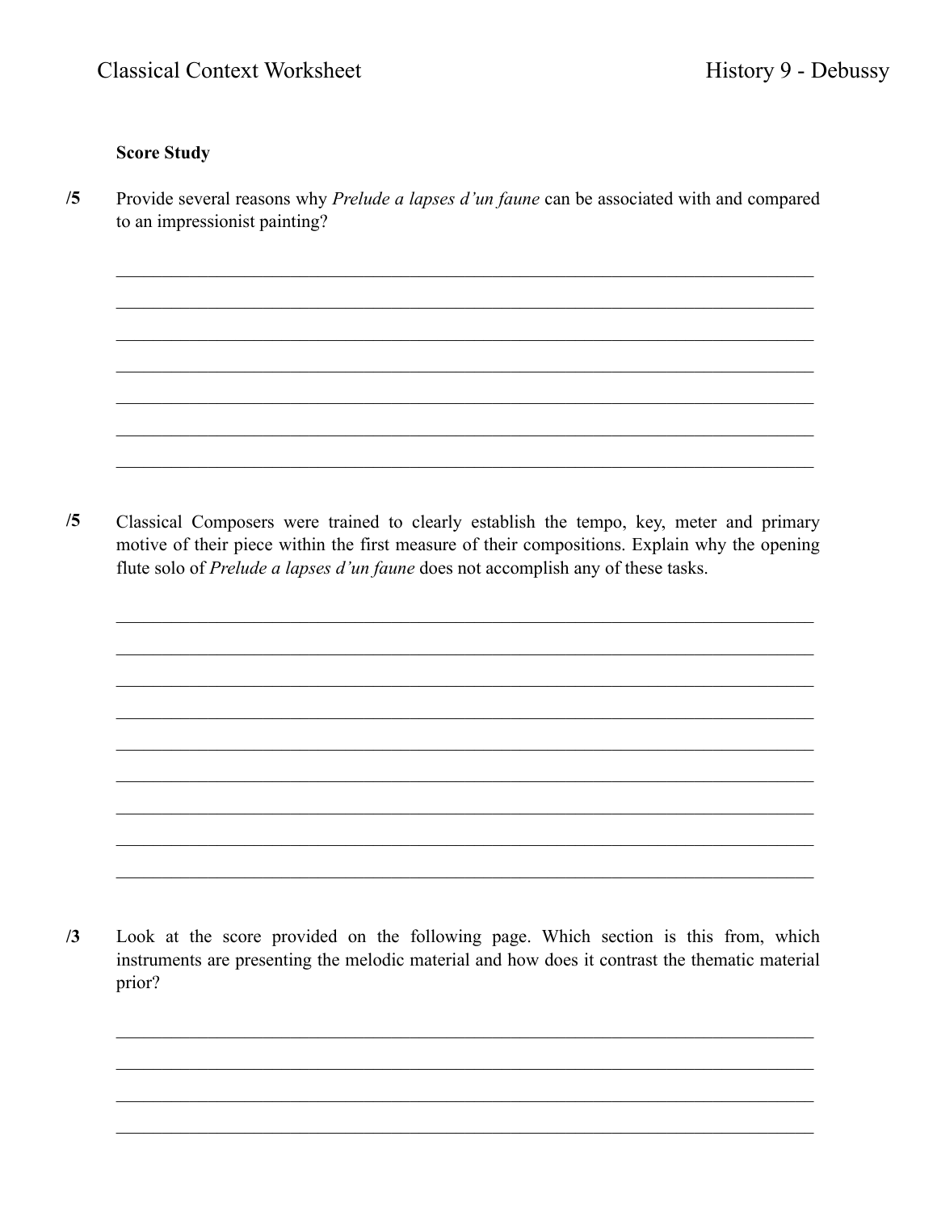**Score Study**

**/5** Provide several reasons why *Prelude a lapses d'un faune* can be associated with and compared to an impressionist painting?

\_\_\_\_\_\_\_\_\_\_\_\_\_\_\_\_\_\_\_\_\_\_\_\_\_\_\_\_\_\_\_\_\_\_\_\_\_\_\_\_\_\_\_\_\_\_\_\_\_\_\_\_\_\_\_\_\_\_\_\_\_\_\_\_\_\_\_\_\_\_\_\_\_\_\_\_

\_\_\_\_\_\_\_\_\_\_\_\_\_\_\_\_\_\_\_\_\_\_\_\_\_\_\_\_\_\_\_\_\_\_\_\_\_\_\_\_\_\_\_\_\_\_\_\_\_\_\_\_\_\_\_\_\_\_\_\_\_\_\_\_\_\_\_\_\_\_\_\_\_\_\_\_

\_\_\_\_\_\_\_\_\_\_\_\_\_\_\_\_\_\_\_\_\_\_\_\_\_\_\_\_\_\_\_\_\_\_\_\_\_\_\_\_\_\_\_\_\_\_\_\_\_\_\_\_\_\_\_\_\_\_\_\_\_\_\_\_\_\_\_\_\_\_\_\_\_\_\_\_

\_\_\_\_\_\_\_\_\_\_\_\_\_\_\_\_\_\_\_\_\_\_\_\_\_\_\_\_\_\_\_\_\_\_\_\_\_\_\_\_\_\_\_\_\_\_\_\_\_\_\_\_\_\_\_\_\_\_\_\_\_\_\_\_\_\_\_\_\_\_\_\_\_\_\_\_

\_\_\_\_\_\_\_\_\_\_\_\_\_\_\_\_\_\_\_\_\_\_\_\_\_\_\_\_\_\_\_\_\_\_\_\_\_\_\_\_\_\_\_\_\_\_\_\_\_\_\_\_\_\_\_\_\_\_\_\_\_\_\_\_\_\_\_\_\_\_\_\_\_\_\_\_

\_\_\_\_\_\_\_\_\_\_\_\_\_\_\_\_\_\_\_\_\_\_\_\_\_\_\_\_\_\_\_\_\_\_\_\_\_\_\_\_\_\_\_\_\_\_\_\_\_\_\_\_\_\_\_\_\_\_\_\_\_\_\_\_\_\_\_\_\_\_\_\_\_\_\_\_

\_\_\_\_\_\_\_\_\_\_\_\_\_\_\_\_\_\_\_\_\_\_\_\_\_\_\_\_\_\_\_\_\_\_\_\_\_\_\_\_\_\_\_\_\_\_\_\_\_\_\_\_\_\_\_\_\_\_\_\_\_\_\_\_\_\_\_\_\_\_\_\_\_\_\_\_

**/5** Classical Composers were trained to clearly establish the tempo, key, meter and primary motive of their piece within the first measure of their compositions. Explain why the opening flute solo of *Prelude a lapses d'un faune* does not accomplish any of these tasks.

\_\_\_\_\_\_\_\_\_\_\_\_\_\_\_\_\_\_\_\_\_\_\_\_\_\_\_\_\_\_\_\_\_\_\_\_\_\_\_\_\_\_\_\_\_\_\_\_\_\_\_\_\_\_\_\_\_\_\_\_\_\_\_\_\_\_\_\_\_\_\_\_\_\_\_\_

\_\_\_\_\_\_\_\_\_\_\_\_\_\_\_\_\_\_\_\_\_\_\_\_\_\_\_\_\_\_\_\_\_\_\_\_\_\_\_\_\_\_\_\_\_\_\_\_\_\_\_\_\_\_\_\_\_\_\_\_\_\_\_\_\_\_\_\_\_\_\_\_\_\_\_\_

\_\_\_\_\_\_\_\_\_\_\_\_\_\_\_\_\_\_\_\_\_\_\_\_\_\_\_\_\_\_\_\_\_\_\_\_\_\_\_\_\_\_\_\_\_\_\_\_\_\_\_\_\_\_\_\_\_\_\_\_\_\_\_\_\_\_\_\_\_\_\_\_\_\_\_\_

\_\_\_\_\_\_\_\_\_\_\_\_\_\_\_\_\_\_\_\_\_\_\_\_\_\_\_\_\_\_\_\_\_\_\_\_\_\_\_\_\_\_\_\_\_\_\_\_\_\_\_\_\_\_\_\_\_\_\_\_\_\_\_\_\_\_\_\_\_\_\_\_\_\_\_\_

\_\_\_\_\_\_\_\_\_\_\_\_\_\_\_\_\_\_\_\_\_\_\_\_\_\_\_\_\_\_\_\_\_\_\_\_\_\_\_\_\_\_\_\_\_\_\_\_\_\_\_\_\_\_\_\_\_\_\_\_\_\_\_\_\_\_\_\_\_\_\_\_\_\_\_\_

\_\_\_\_\_\_\_\_\_\_\_\_\_\_\_\_\_\_\_\_\_\_\_\_\_\_\_\_\_\_\_\_\_\_\_\_\_\_\_\_\_\_\_\_\_\_\_\_\_\_\_\_\_\_\_\_\_\_\_\_\_\_\_\_\_\_\_\_\_\_\_\_\_\_\_\_

\_\_\_\_\_\_\_\_\_\_\_\_\_\_\_\_\_\_\_\_\_\_\_\_\_\_\_\_\_\_\_\_\_\_\_\_\_\_\_\_\_\_\_\_\_\_\_\_\_\_\_\_\_\_\_\_\_\_\_\_\_\_\_\_\_\_\_\_\_\_\_\_\_\_\_\_

\_\_\_\_\_\_\_\_\_\_\_\_\_\_\_\_\_\_\_\_\_\_\_\_\_\_\_\_\_\_\_\_\_\_\_\_\_\_\_\_\_\_\_\_\_\_\_\_\_\_\_\_\_\_\_\_\_\_\_\_\_\_\_\_\_\_\_\_\_\_\_\_\_\_\_\_

\_\_\_\_\_\_\_\_\_\_\_\_\_\_\_\_\_\_\_\_\_\_\_\_\_\_\_\_\_\_\_\_\_\_\_\_\_\_\_\_\_\_\_\_\_\_\_\_\_\_\_\_\_\_\_\_\_\_\_\_\_\_\_\_\_\_\_\_\_\_\_\_\_\_\_\_

**/3** Look at the score provided on the following page. Which section is this from, which instruments are presenting the melodic material and how does it contrast the thematic material prior?

\_\_\_\_\_\_\_\_\_\_\_\_\_\_\_\_\_\_\_\_\_\_\_\_\_\_\_\_\_\_\_\_\_\_\_\_\_\_\_\_\_\_\_\_\_\_\_\_\_\_\_\_\_\_\_\_\_\_\_\_\_\_\_\_\_\_\_\_\_\_\_\_\_\_\_\_

\_\_\_\_\_\_\_\_\_\_\_\_\_\_\_\_\_\_\_\_\_\_\_\_\_\_\_\_\_\_\_\_\_\_\_\_\_\_\_\_\_\_\_\_\_\_\_\_\_\_\_\_\_\_\_\_\_\_\_\_\_\_\_\_\_\_\_\_\_\_\_\_\_\_\_\_

\_\_\_\_\_\_\_\_\_\_\_\_\_\_\_\_\_\_\_\_\_\_\_\_\_\_\_\_\_\_\_\_\_\_\_\_\_\_\_\_\_\_\_\_\_\_\_\_\_\_\_\_\_\_\_\_\_\_\_\_\_\_\_\_\_\_\_\_\_\_\_\_\_\_\_\_

\_\_\_\_\_\_\_\_\_\_\_\_\_\_\_\_\_\_\_\_\_\_\_\_\_\_\_\_\_\_\_\_\_\_\_\_\_\_\_\_\_\_\_\_\_\_\_\_\_\_\_\_\_\_\_\_\_\_\_\_\_\_\_\_\_\_\_\_\_\_\_\_\_\_\_\_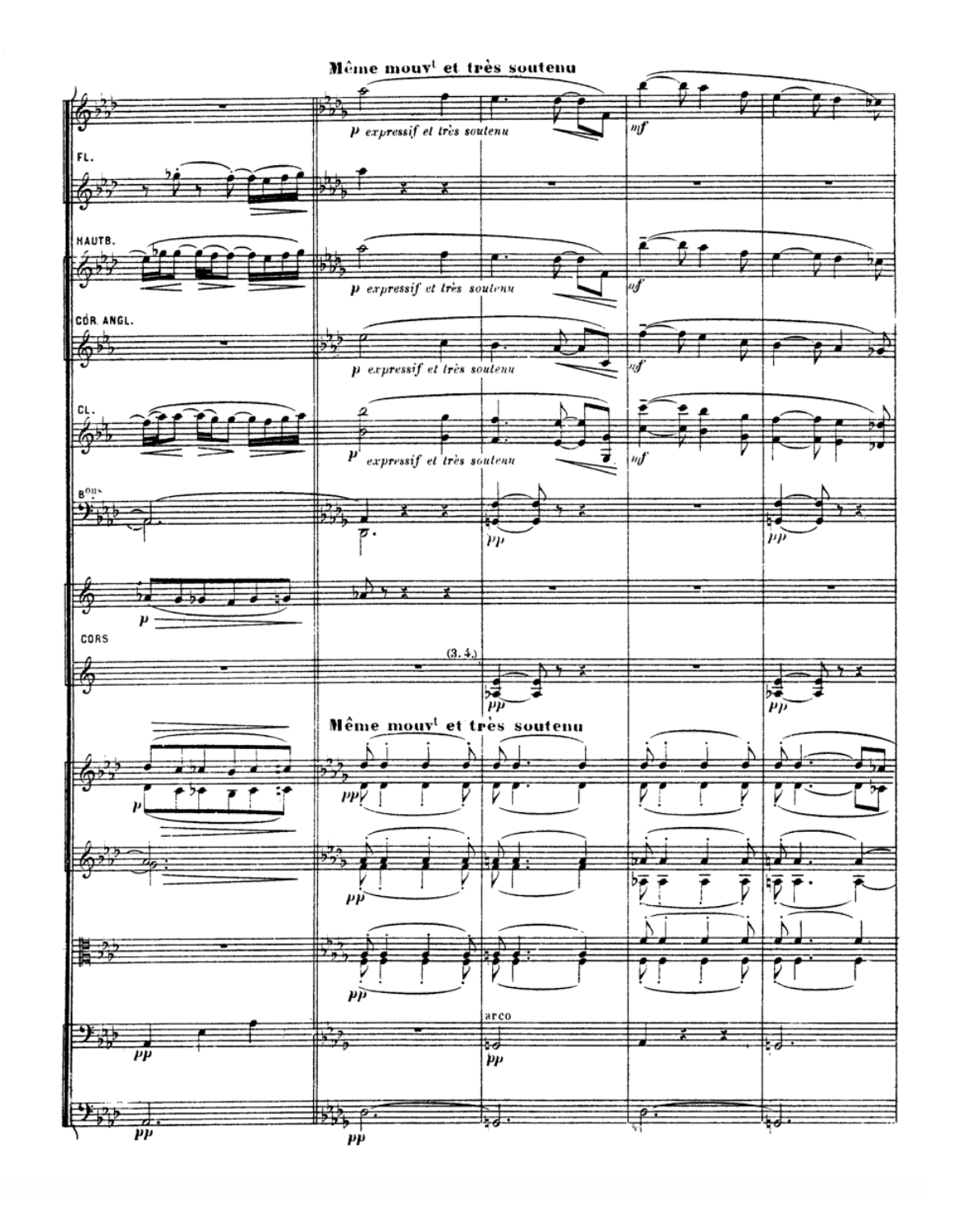Même mouv^t et très soutenu

*p expressif et très soutenu*

*mf*

FL.

HAUTB.

*p expressif et très soutenu*

*mf*

COR. ANGL.

*p expressif et très soutenu*

*mf*

CL.

*p expressif et très soutenu*

*mf*

B^ons.

*pp*

*pp*

*p*

CORS

(3. 4.)

*pp*

*pp*

Même mouv^t et très soutenu

*p*

*pp*

*pp*

*pp*

*pp*

arco

*pp*

*pp*

*pp*